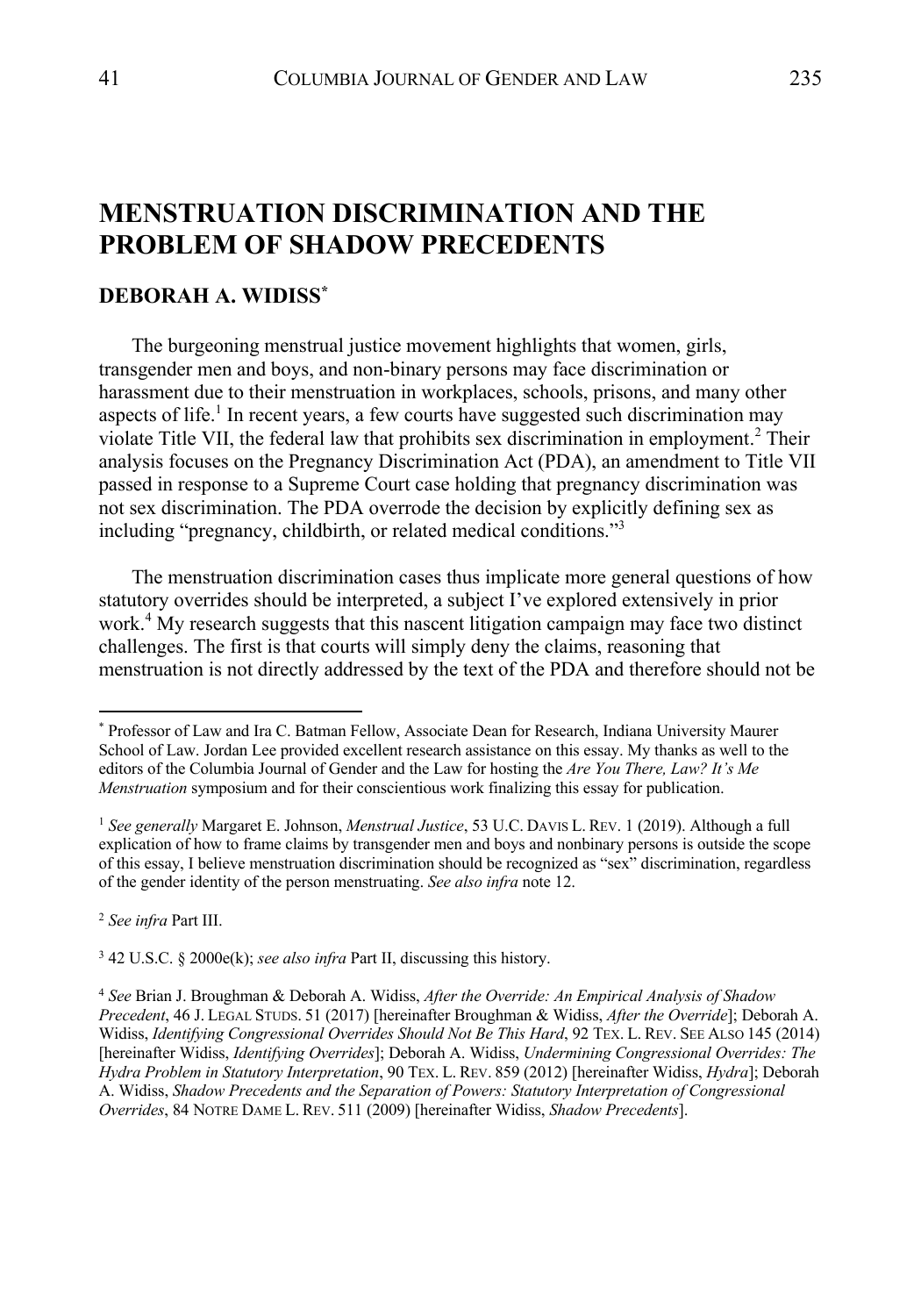# MENSTRUATION DISCRIMINATION AND THE PROBLEM OF SHADOW PRECEDENTS

## DEBORAH A. WIDISS*

The burgeoning menstrual justice movement highlights that women, girls, transgender men and boys, and non-binary persons may face discrimination or harassment due to their menstruation in workplaces, schools, prisons, and many other aspects of life.[1] In recent years, a few courts have suggested such discrimination may violate Title VII, the federal law that prohibits sex discrimination in employment.[2] Their analysis focuses on the Pregnancy Discrimination Act (PDA), an amendment to Title VII passed in response to a Supreme Court case holding that pregnancy discrimination was not sex discrimination. The PDA overrode the decision by explicitly defining sex as including "pregnancy, childbirth, or related medical conditions."[3]

The menstruation discrimination cases thus implicate more general questions of how statutory overrides should be interpreted, a subject I've explored extensively in prior work.[4] My research suggests that this nascent litigation campaign may face two distinct challenges. The first is that courts will simply deny the claims, reasoning that menstruation is not directly addressed by the text of the PDA and therefore should not be

---

\* Professor of Law and Ira C. Batman Fellow, Associate Dean for Research, Indiana University Maurer School of Law. Jordan Lee provided excellent research assistance on this essay. My thanks as well to the editors of the Columbia Journal of Gender and the Law for hosting the *Are You There, Law? It's Me Menstruation* symposium and for their conscientious work finalizing this essay for publication.

[1] *See generally* Margaret E. Johnson, *Menstrual Justice*, 53 U.C. DAVIS L. REV. 1 (2019). Although a full explication of how to frame claims by transgender men and boys and nonbinary persons is outside the scope of this essay, I believe menstruation discrimination should be recognized as "sex" discrimination, regardless of the gender identity of the person menstruating. *See also infra* note 12.

[2] *See infra* Part III.

[3] 42 U.S.C. § 2000e(k); *see also infra* Part II, discussing this history.

[4] *See* Brian J. Broughman & Deborah A. Widiss, *After the Override: An Empirical Analysis of Shadow Precedent*, 46 J. LEGAL STUDS. 51 (2017) [hereinafter Broughman & Widiss, *After the Override*]; Deborah A. Widiss, *Identifying Congressional Overrides Should Not Be This Hard*, 92 TEX. L. REV. SEE ALSO 145 (2014) [hereinafter Widiss, *Identifying Overrides*]; Deborah A. Widiss, *Undermining Congressional Overrides: The Hydra Problem in Statutory Interpretation*, 90 TEX. L. REV. 859 (2012) [hereinafter Widiss, *Hydra*]; Deborah A. Widiss, *Shadow Precedents and the Separation of Powers: Statutory Interpretation of Congressional Overrides*, 84 NOTRE DAME L. REV. 511 (2009) [hereinafter Widiss, *Shadow Precedents*].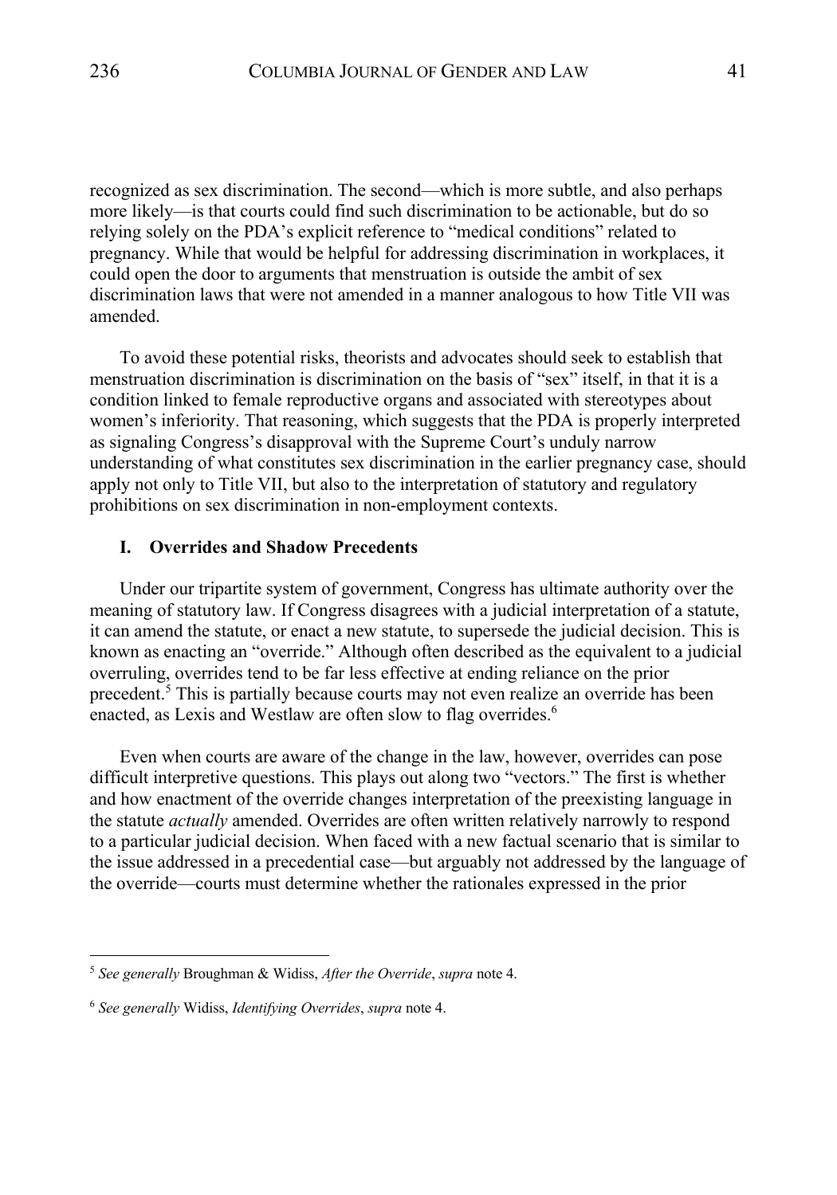recognized as sex discrimination. The second—which is more subtle, and also perhaps more likely—is that courts could find such discrimination to be actionable, but do so relying solely on the PDA's explicit reference to "medical conditions" related to pregnancy. While that would be helpful for addressing discrimination in workplaces, it could open the door to arguments that menstruation is outside the ambit of sex discrimination laws that were not amended in a manner analogous to how Title VII was amended.

To avoid these potential risks, theorists and advocates should seek to establish that menstruation discrimination is discrimination on the basis of "sex" itself, in that it is a condition linked to female reproductive organs and associated with stereotypes about women's inferiority. That reasoning, which suggests that the PDA is properly interpreted as signaling Congress's disapproval with the Supreme Court's unduly narrow understanding of what constitutes sex discrimination in the earlier pregnancy case, should apply not only to Title VII, but also to the interpretation of statutory and regulatory prohibitions on sex discrimination in non-employment contexts.

## I. Overrides and Shadow Precedents

Under our tripartite system of government, Congress has ultimate authority over the meaning of statutory law. If Congress disagrees with a judicial interpretation of a statute, it can amend the statute, or enact a new statute, to supersede the judicial decision. This is known as enacting an "override." Although often described as the equivalent to a judicial overruling, overrides tend to be far less effective at ending reliance on the prior precedent.[5] This is partially because courts may not even realize an override has been enacted, as Lexis and Westlaw are often slow to flag overrides.[6]

Even when courts are aware of the change in the law, however, overrides can pose difficult interpretive questions. This plays out along two "vectors." The first is whether and how enactment of the override changes interpretation of the preexisting language in the statute *actually* amended. Overrides are often written relatively narrowly to respond to a particular judicial decision. When faced with a new factual scenario that is similar to the issue addressed in a precedential case—but arguably not addressed by the language of the override—courts must determine whether the rationales expressed in the prior

[5] *See generally* Broughman & Widiss, *After the Override*, *supra* note 4.

[6] *See generally* Widiss, *Identifying Overrides*, *supra* note 4.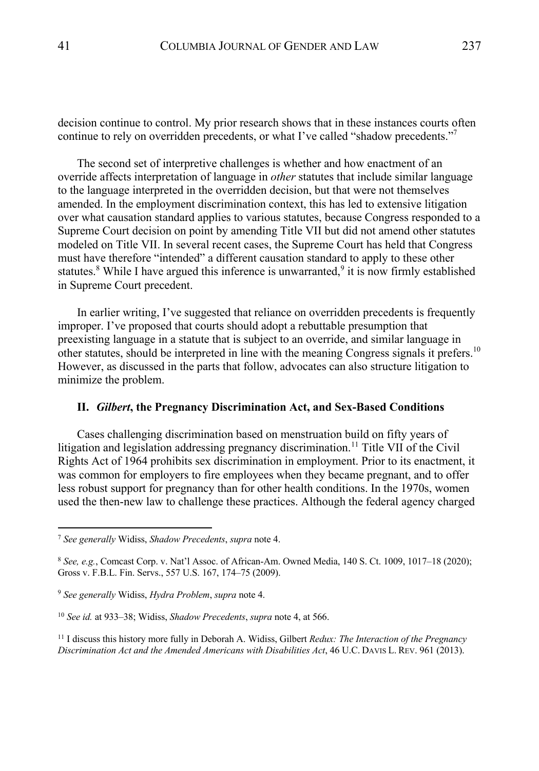decision continue to control. My prior research shows that in these instances courts often continue to rely on overridden precedents, or what I've called "shadow precedents."[7]

The second set of interpretive challenges is whether and how enactment of an override affects interpretation of language in *other* statutes that include similar language to the language interpreted in the overridden decision, but that were not themselves amended. In the employment discrimination context, this has led to extensive litigation over what causation standard applies to various statutes, because Congress responded to a Supreme Court decision on point by amending Title VII but did not amend other statutes modeled on Title VII. In several recent cases, the Supreme Court has held that Congress must have therefore "intended" a different causation standard to apply to these other statutes.[8] While I have argued this inference is unwarranted,[9] it is now firmly established in Supreme Court precedent.

In earlier writing, I've suggested that reliance on overridden precedents is frequently improper. I've proposed that courts should adopt a rebuttable presumption that preexisting language in a statute that is subject to an override, and similar language in other statutes, should be interpreted in line with the meaning Congress signals it prefers.[10] However, as discussed in the parts that follow, advocates can also structure litigation to minimize the problem.

## II. *Gilbert*, the Pregnancy Discrimination Act, and Sex-Based Conditions

Cases challenging discrimination based on menstruation build on fifty years of litigation and legislation addressing pregnancy discrimination.[11] Title VII of the Civil Rights Act of 1964 prohibits sex discrimination in employment. Prior to its enactment, it was common for employers to fire employees when they became pregnant, and to offer less robust support for pregnancy than for other health conditions. In the 1970s, women used the then-new law to challenge these practices. Although the federal agency charged

---

[7] *See generally* Widiss, *Shadow Precedents*, *supra* note 4.

[8] *See, e.g.*, Comcast Corp. v. Nat'l Assoc. of African-Am. Owned Media, 140 S. Ct. 1009, 1017–18 (2020); Gross v. F.B.L. Fin. Servs., 557 U.S. 167, 174–75 (2009).

[9] *See generally* Widiss, *Hydra Problem*, *supra* note 4.

[10] *See id.* at 933–38; Widiss, *Shadow Precedents*, *supra* note 4, at 566.

[11] I discuss this history more fully in Deborah A. Widiss, Gilbert *Redux: The Interaction of the Pregnancy Discrimination Act and the Amended Americans with Disabilities Act*, 46 U.C. DAVIS L. REV. 961 (2013).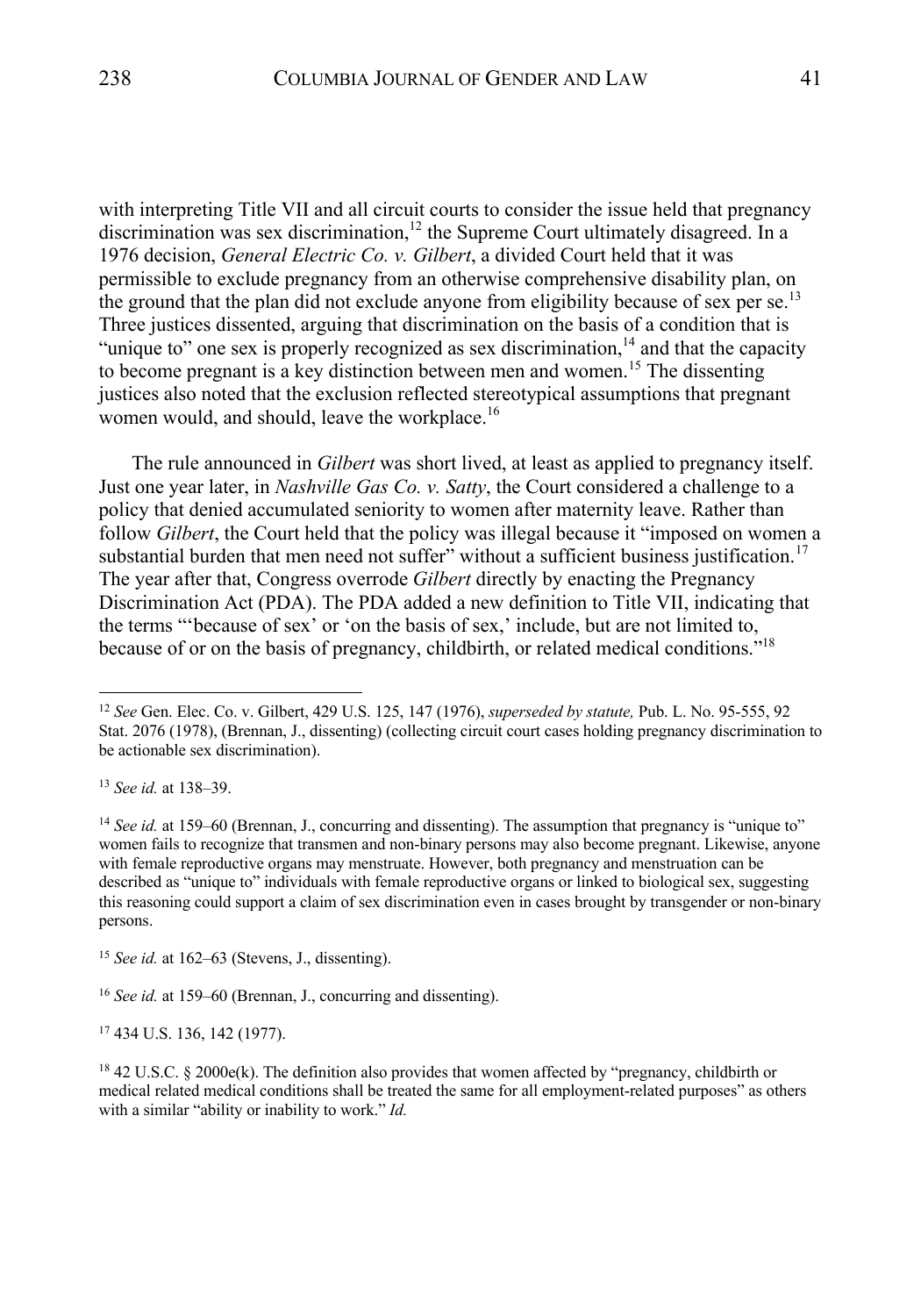with interpreting Title VII and all circuit courts to consider the issue held that pregnancy discrimination was sex discrimination,[12] the Supreme Court ultimately disagreed. In a 1976 decision, *General Electric Co. v. Gilbert*, a divided Court held that it was permissible to exclude pregnancy from an otherwise comprehensive disability plan, on the ground that the plan did not exclude anyone from eligibility because of sex per se.[13] Three justices dissented, arguing that discrimination on the basis of a condition that is "unique to" one sex is properly recognized as sex discrimination,[14] and that the capacity to become pregnant is a key distinction between men and women.[15] The dissenting justices also noted that the exclusion reflected stereotypical assumptions that pregnant women would, and should, leave the workplace.[16]

The rule announced in *Gilbert* was short lived, at least as applied to pregnancy itself. Just one year later, in *Nashville Gas Co. v. Satty*, the Court considered a challenge to a policy that denied accumulated seniority to women after maternity leave. Rather than follow *Gilbert*, the Court held that the policy was illegal because it "imposed on women a substantial burden that men need not suffer" without a sufficient business justification.[17] The year after that, Congress overrode *Gilbert* directly by enacting the Pregnancy Discrimination Act (PDA). The PDA added a new definition to Title VII, indicating that the terms "'because of sex' or 'on the basis of sex,' include, but are not limited to, because of or on the basis of pregnancy, childbirth, or related medical conditions."[18]

---

[12] *See* Gen. Elec. Co. v. Gilbert, 429 U.S. 125, 147 (1976), *superseded by statute,* Pub. L. No. 95-555, 92 Stat. 2076 (1978), (Brennan, J., dissenting) (collecting circuit court cases holding pregnancy discrimination to be actionable sex discrimination).

[13] *See id.* at 138–39.

[14] *See id.* at 159–60 (Brennan, J., concurring and dissenting). The assumption that pregnancy is "unique to" women fails to recognize that transmen and non-binary persons may also become pregnant. Likewise, anyone with female reproductive organs may menstruate. However, both pregnancy and menstruation can be described as "unique to" individuals with female reproductive organs or linked to biological sex, suggesting this reasoning could support a claim of sex discrimination even in cases brought by transgender or non-binary persons.

[15] *See id.* at 162–63 (Stevens, J., dissenting).

[16] *See id.* at 159–60 (Brennan, J., concurring and dissenting).

[17] 434 U.S. 136, 142 (1977).

[18] 42 U.S.C. § 2000e(k). The definition also provides that women affected by "pregnancy, childbirth or medical related medical conditions shall be treated the same for all employment-related purposes" as others with a similar "ability or inability to work." *Id.*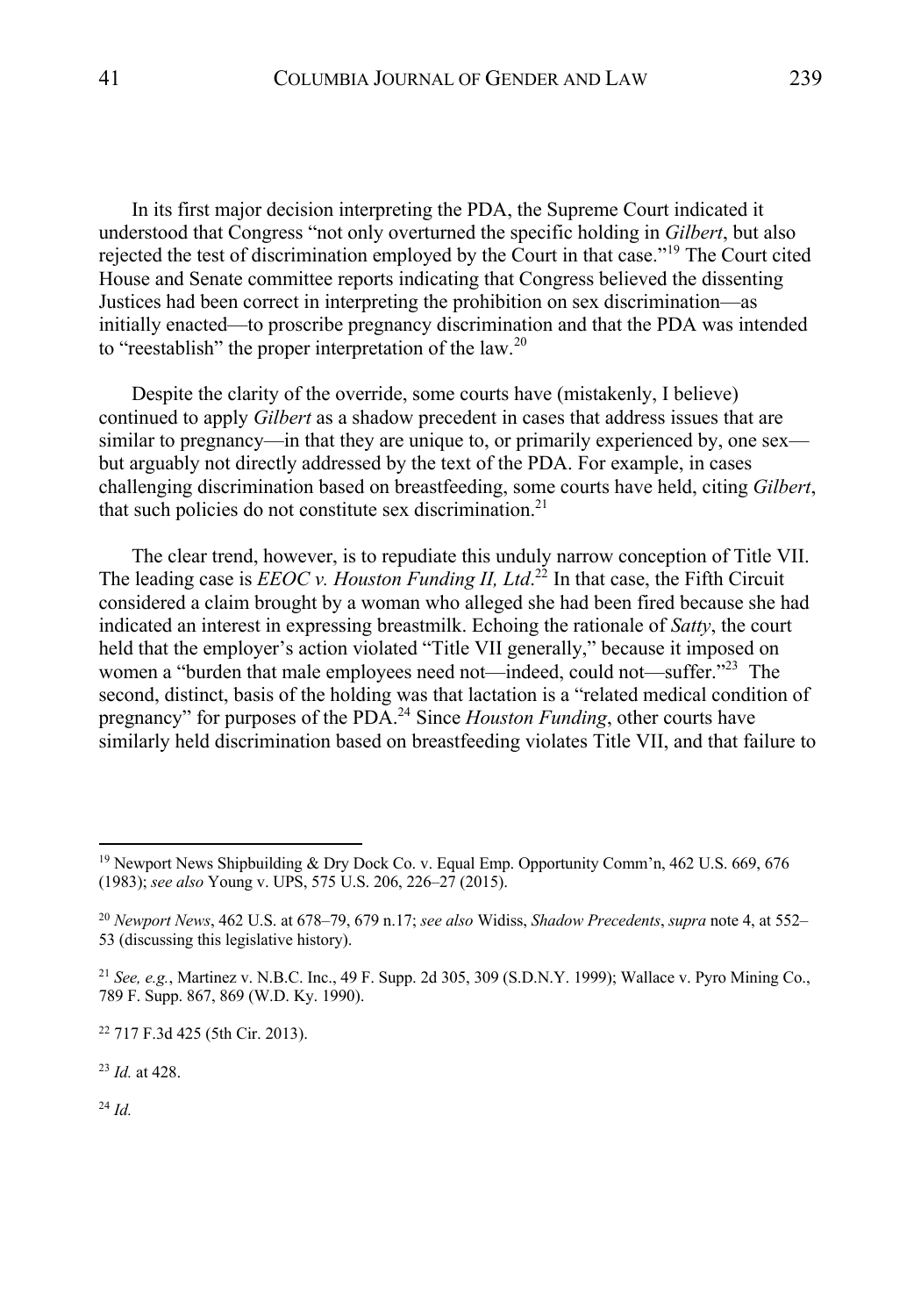In its first major decision interpreting the PDA, the Supreme Court indicated it understood that Congress "not only overturned the specific holding in *Gilbert*, but also rejected the test of discrimination employed by the Court in that case."[19] The Court cited House and Senate committee reports indicating that Congress believed the dissenting Justices had been correct in interpreting the prohibition on sex discrimination—as initially enacted—to proscribe pregnancy discrimination and that the PDA was intended to "reestablish" the proper interpretation of the law.[20]

Despite the clarity of the override, some courts have (mistakenly, I believe) continued to apply *Gilbert* as a shadow precedent in cases that address issues that are similar to pregnancy—in that they are unique to, or primarily experienced by, one sex—but arguably not directly addressed by the text of the PDA. For example, in cases challenging discrimination based on breastfeeding, some courts have held, citing *Gilbert*, that such policies do not constitute sex discrimination.[21]

The clear trend, however, is to repudiate this unduly narrow conception of Title VII. The leading case is *EEOC v. Houston Funding II, Ltd*.[22] In that case, the Fifth Circuit considered a claim brought by a woman who alleged she had been fired because she had indicated an interest in expressing breastmilk. Echoing the rationale of *Satty*, the court held that the employer's action violated "Title VII generally," because it imposed on women a "burden that male employees need not—indeed, could not—suffer."[23] The second, distinct, basis of the holding was that lactation is a "related medical condition of pregnancy" for purposes of the PDA.[24] Since *Houston Funding*, other courts have similarly held discrimination based on breastfeeding violates Title VII, and that failure to

---

[19] Newport News Shipbuilding & Dry Dock Co. v. Equal Emp. Opportunity Comm'n, 462 U.S. 669, 676 (1983); *see also* Young v. UPS, 575 U.S. 206, 226–27 (2015).

[20] *Newport News*, 462 U.S. at 678–79, 679 n.17; *see also* Widiss, *Shadow Precedents*, *supra* note 4, at 552–53 (discussing this legislative history).

[21] *See, e.g.*, Martinez v. N.B.C. Inc., 49 F. Supp. 2d 305, 309 (S.D.N.Y. 1999); Wallace v. Pyro Mining Co., 789 F. Supp. 867, 869 (W.D. Ky. 1990).

[22] 717 F.3d 425 (5th Cir. 2013).

[23] *Id.* at 428.

[24] *Id.*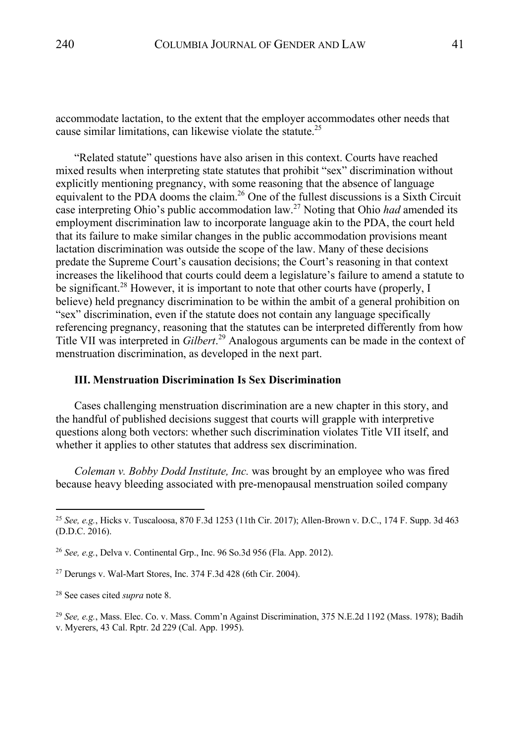accommodate lactation, to the extent that the employer accommodates other needs that cause similar limitations, can likewise violate the statute.[25]

"Related statute" questions have also arisen in this context. Courts have reached mixed results when interpreting state statutes that prohibit "sex" discrimination without explicitly mentioning pregnancy, with some reasoning that the absence of language equivalent to the PDA dooms the claim.[26] One of the fullest discussions is a Sixth Circuit case interpreting Ohio's public accommodation law.[27] Noting that Ohio *had* amended its employment discrimination law to incorporate language akin to the PDA, the court held that its failure to make similar changes in the public accommodation provisions meant lactation discrimination was outside the scope of the law. Many of these decisions predate the Supreme Court's causation decisions; the Court's reasoning in that context increases the likelihood that courts could deem a legislature's failure to amend a statute to be significant.[28] However, it is important to note that other courts have (properly, I believe) held pregnancy discrimination to be within the ambit of a general prohibition on "sex" discrimination, even if the statute does not contain any language specifically referencing pregnancy, reasoning that the statutes can be interpreted differently from how Title VII was interpreted in *Gilbert*.[29] Analogous arguments can be made in the context of menstruation discrimination, as developed in the next part.

### III. Menstruation Discrimination Is Sex Discrimination

Cases challenging menstruation discrimination are a new chapter in this story, and the handful of published decisions suggest that courts will grapple with interpretive questions along both vectors: whether such discrimination violates Title VII itself, and whether it applies to other statutes that address sex discrimination.

*Coleman v. Bobby Dodd Institute, Inc.* was brought by an employee who was fired because heavy bleeding associated with pre-menopausal menstruation soiled company

---

[25] *See, e.g.*, Hicks v. Tuscaloosa, 870 F.3d 1253 (11th Cir. 2017); Allen-Brown v. D.C., 174 F. Supp. 3d 463 (D.D.C. 2016).

[26] *See, e.g.*, Delva v. Continental Grp., Inc. 96 So.3d 956 (Fla. App. 2012).

[27] Derungs v. Wal-Mart Stores, Inc. 374 F.3d 428 (6th Cir. 2004).

[28] See cases cited *supra* note 8.

[29] *See, e.g.*, Mass. Elec. Co. v. Mass. Comm'n Against Discrimination, 375 N.E.2d 1192 (Mass. 1978); Badih v. Myerers, 43 Cal. Rptr. 2d 229 (Cal. App. 1995).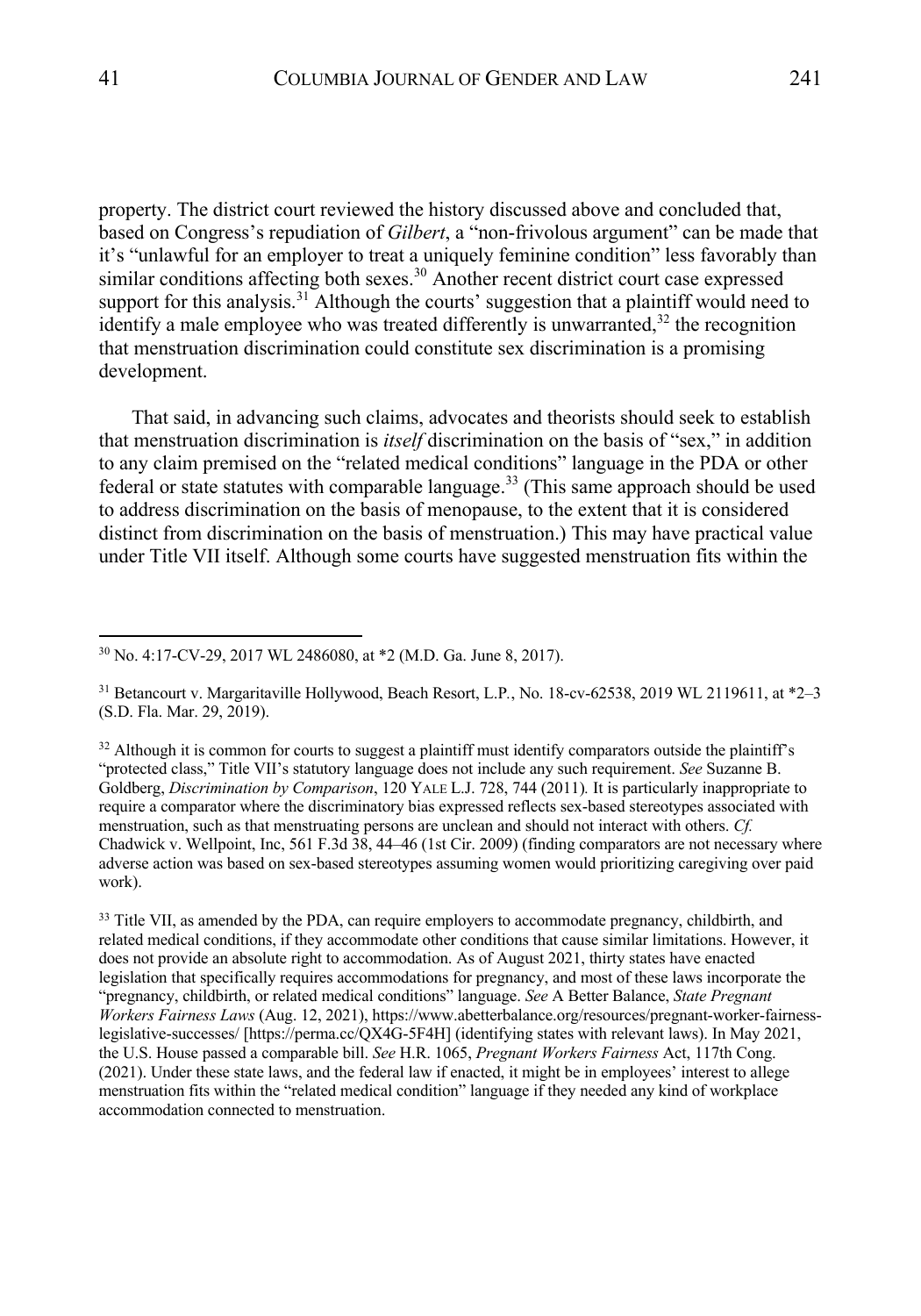property. The district court reviewed the history discussed above and concluded that, based on Congress's repudiation of *Gilbert*, a "non-frivolous argument" can be made that it's "unlawful for an employer to treat a uniquely feminine condition" less favorably than similar conditions affecting both sexes.[30] Another recent district court case expressed support for this analysis.[31] Although the courts' suggestion that a plaintiff would need to identify a male employee who was treated differently is unwarranted,[32] the recognition that menstruation discrimination could constitute sex discrimination is a promising development.

That said, in advancing such claims, advocates and theorists should seek to establish that menstruation discrimination is *itself* discrimination on the basis of "sex," in addition to any claim premised on the "related medical conditions" language in the PDA or other federal or state statutes with comparable language.[33] (This same approach should be used to address discrimination on the basis of menopause, to the extent that it is considered distinct from discrimination on the basis of menstruation.) This may have practical value under Title VII itself. Although some courts have suggested menstruation fits within the

---

[30] No. 4:17-CV-29, 2017 WL 2486080, at *2 (M.D. Ga. June 8, 2017).

[31] Betancourt v. Margaritaville Hollywood, Beach Resort, L.P., No. 18-cv-62538, 2019 WL 2119611, at *2–3 (S.D. Fla. Mar. 29, 2019).

[32] Although it is common for courts to suggest a plaintiff must identify comparators outside the plaintiff's "protected class," Title VII's statutory language does not include any such requirement. *See* Suzanne B. Goldberg, *Discrimination by Comparison*, 120 YALE L.J. 728, 744 (2011). It is particularly inappropriate to require a comparator where the discriminatory bias expressed reflects sex-based stereotypes associated with menstruation, such as that menstruating persons are unclean and should not interact with others. *Cf.* Chadwick v. Wellpoint, Inc, 561 F.3d 38, 44–46 (1st Cir. 2009) (finding comparators are not necessary where adverse action was based on sex-based stereotypes assuming women would prioritizing caregiving over paid work).

[33] Title VII, as amended by the PDA, can require employers to accommodate pregnancy, childbirth, and related medical conditions, if they accommodate other conditions that cause similar limitations. However, it does not provide an absolute right to accommodation. As of August 2021, thirty states have enacted legislation that specifically requires accommodations for pregnancy, and most of these laws incorporate the "pregnancy, childbirth, or related medical conditions" language. *See* A Better Balance, *State Pregnant Workers Fairness Laws* (Aug. 12, 2021), https://www.abetterbalance.org/resources/pregnant-worker-fairness-legislative-successes/ [https://perma.cc/QX4G-5F4H] (identifying states with relevant laws). In May 2021, the U.S. House passed a comparable bill. *See* H.R. 1065, *Pregnant Workers Fairness* Act, 117th Cong. (2021). Under these state laws, and the federal law if enacted, it might be in employees' interest to allege menstruation fits within the "related medical condition" language if they needed any kind of workplace accommodation connected to menstruation.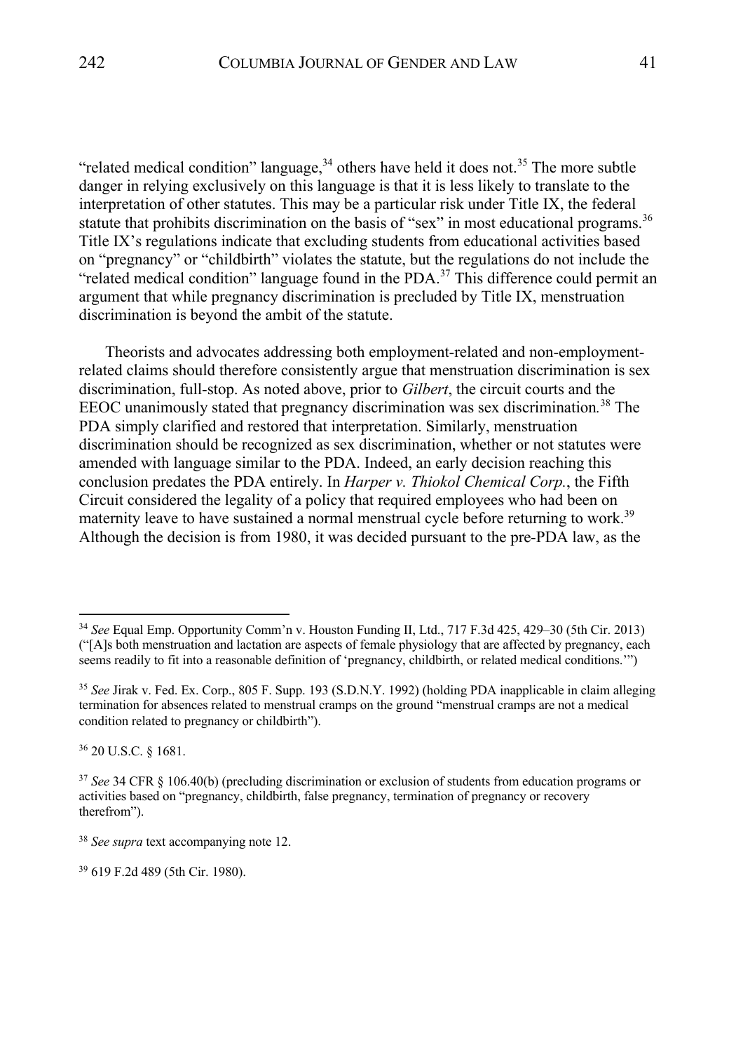"related medical condition" language,[34] others have held it does not.[35] The more subtle danger in relying exclusively on this language is that it is less likely to translate to the interpretation of other statutes. This may be a particular risk under Title IX, the federal statute that prohibits discrimination on the basis of "sex" in most educational programs.[36] Title IX's regulations indicate that excluding students from educational activities based on "pregnancy" or "childbirth" violates the statute, but the regulations do not include the "related medical condition" language found in the PDA.[37] This difference could permit an argument that while pregnancy discrimination is precluded by Title IX, menstruation discrimination is beyond the ambit of the statute.

Theorists and advocates addressing both employment-related and non-employment-related claims should therefore consistently argue that menstruation discrimination is sex discrimination, full-stop. As noted above, prior to *Gilbert*, the circuit courts and the EEOC unanimously stated that pregnancy discrimination was sex discrimination.[38] The PDA simply clarified and restored that interpretation. Similarly, menstruation discrimination should be recognized as sex discrimination, whether or not statutes were amended with language similar to the PDA. Indeed, an early decision reaching this conclusion predates the PDA entirely. In *Harper v. Thiokol Chemical Corp.*, the Fifth Circuit considered the legality of a policy that required employees who had been on maternity leave to have sustained a normal menstrual cycle before returning to work.[39] Although the decision is from 1980, it was decided pursuant to the pre-PDA law, as the

---

[34] *See* Equal Emp. Opportunity Comm'n v. Houston Funding II, Ltd., 717 F.3d 425, 429–30 (5th Cir. 2013) ("[A]s both menstruation and lactation are aspects of female physiology that are affected by pregnancy, each seems readily to fit into a reasonable definition of 'pregnancy, childbirth, or related medical conditions.'")

[35] *See* Jirak v. Fed. Ex. Corp., 805 F. Supp. 193 (S.D.N.Y. 1992) (holding PDA inapplicable in claim alleging termination for absences related to menstrual cramps on the ground "menstrual cramps are not a medical condition related to pregnancy or childbirth").

[36] 20 U.S.C. § 1681.

[37] *See* 34 CFR § 106.40(b) (precluding discrimination or exclusion of students from education programs or activities based on "pregnancy, childbirth, false pregnancy, termination of pregnancy or recovery therefrom").

[38] *See supra* text accompanying note 12.

[39] 619 F.2d 489 (5th Cir. 1980).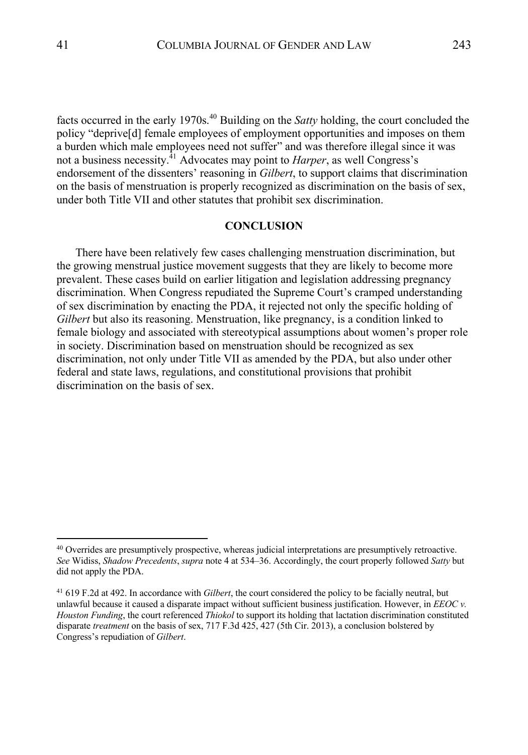facts occurred in the early 1970s.[40] Building on the *Satty* holding, the court concluded the policy "deprive[d] female employees of employment opportunities and imposes on them a burden which male employees need not suffer" and was therefore illegal since it was not a business necessity.[41] Advocates may point to *Harper*, as well Congress's endorsement of the dissenters' reasoning in *Gilbert*, to support claims that discrimination on the basis of menstruation is properly recognized as discrimination on the basis of sex, under both Title VII and other statutes that prohibit sex discrimination.

## CONCLUSION

There have been relatively few cases challenging menstruation discrimination, but the growing menstrual justice movement suggests that they are likely to become more prevalent. These cases build on earlier litigation and legislation addressing pregnancy discrimination. When Congress repudiated the Supreme Court's cramped understanding of sex discrimination by enacting the PDA, it rejected not only the specific holding of *Gilbert* but also its reasoning. Menstruation, like pregnancy, is a condition linked to female biology and associated with stereotypical assumptions about women's proper role in society. Discrimination based on menstruation should be recognized as sex discrimination, not only under Title VII as amended by the PDA, but also under other federal and state laws, regulations, and constitutional provisions that prohibit discrimination on the basis of sex.

---

[40] Overrides are presumptively prospective, whereas judicial interpretations are presumptively retroactive. *See* Widiss, *Shadow Precedents*, *supra* note 4 at 534–36. Accordingly, the court properly followed *Satty* but did not apply the PDA.

[41] 619 F.2d at 492. In accordance with *Gilbert*, the court considered the policy to be facially neutral, but unlawful because it caused a disparate impact without sufficient business justification. However, in *EEOC v. Houston Funding*, the court referenced *Thiokol* to support its holding that lactation discrimination constituted disparate *treatment* on the basis of sex, 717 F.3d 425, 427 (5th Cir. 2013), a conclusion bolstered by Congress's repudiation of *Gilbert*.